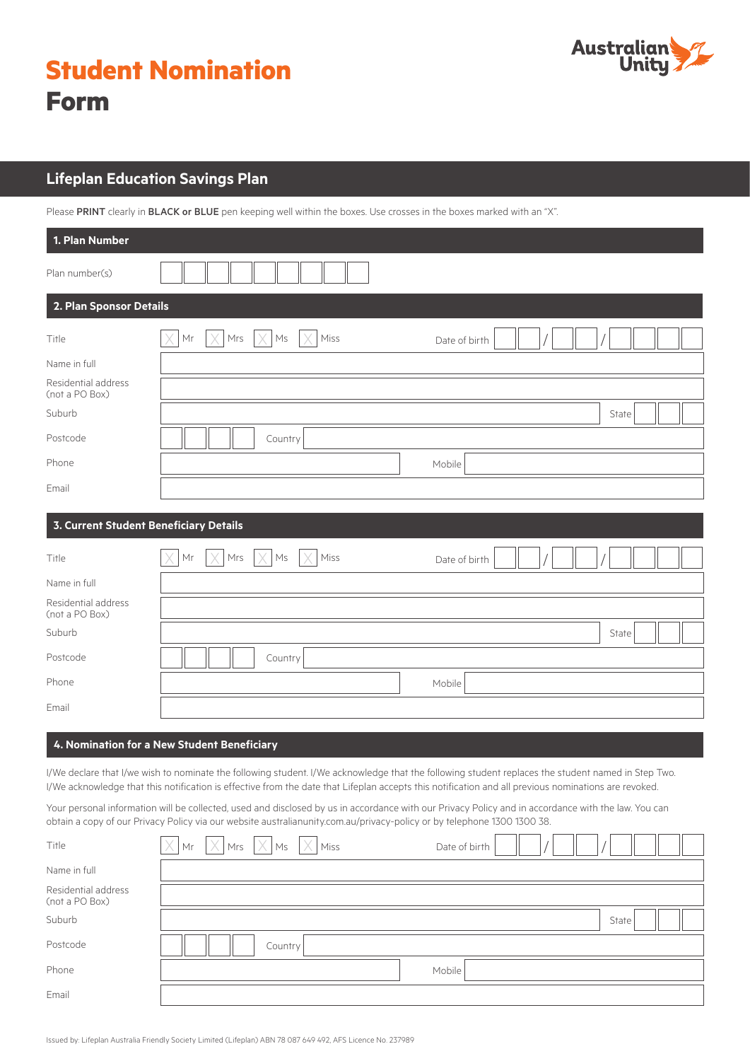# Student Nomination Form

Australian Unity

## Lifeplan Education Savings Plan

Please **PRINT** clearly in **BLACK or BLUE** pen keeping well within the boxes. Use crosses in the boxes marked with an "X".

### 1. Plan Number

Plan number(s) ☐☐☐☐☐☐☐☐☐

### 2. Plan Sponsor Details

Title ☐ Mr ☐ Mrs ☐ Ms ☐ Miss  Date of birth ☐☐ / ☐☐ / ☐☐☐☐

Name in full

Residential address (not a PO Box)

Suburb  State

Postcode  Country

Phone  Mobile

Email

### 3. Current Student Beneficiary Details

Title ☐ Mr ☐ Mrs ☐ Ms ☐ Miss  Date of birth ☐☐ / ☐☐ / ☐☐☐☐

Name in full

Residential address (not a PO Box)

Suburb  State

Postcode  Country

Phone  Mobile

Email

### 4. Nomination for a New Student Beneficiary

I/We declare that I/we wish to nominate the following student. I/We acknowledge that the following student replaces the student named in Step Two. I/We acknowledge that this notification is effective from the date that Lifeplan accepts this notification and all previous nominations are revoked.

Your personal information will be collected, used and disclosed by us in accordance with our Privacy Policy and in accordance with the law. You can obtain a copy of our Privacy Policy via our website australianunity.com.au/privacy-policy or by telephone 1300 1300 38.

Title ☐ Mr ☐ Mrs ☐ Ms ☐ Miss  Date of birth ☐☐ / ☐☐ / ☐☐☐☐

Name in full

Residential address (not a PO Box)

Suburb  State

Postcode  Country

Phone  Mobile

Email

Issued by: Lifeplan Australia Friendly Society Limited (Lifeplan) ABN 78 087 649 492, AFS Licence No. 237989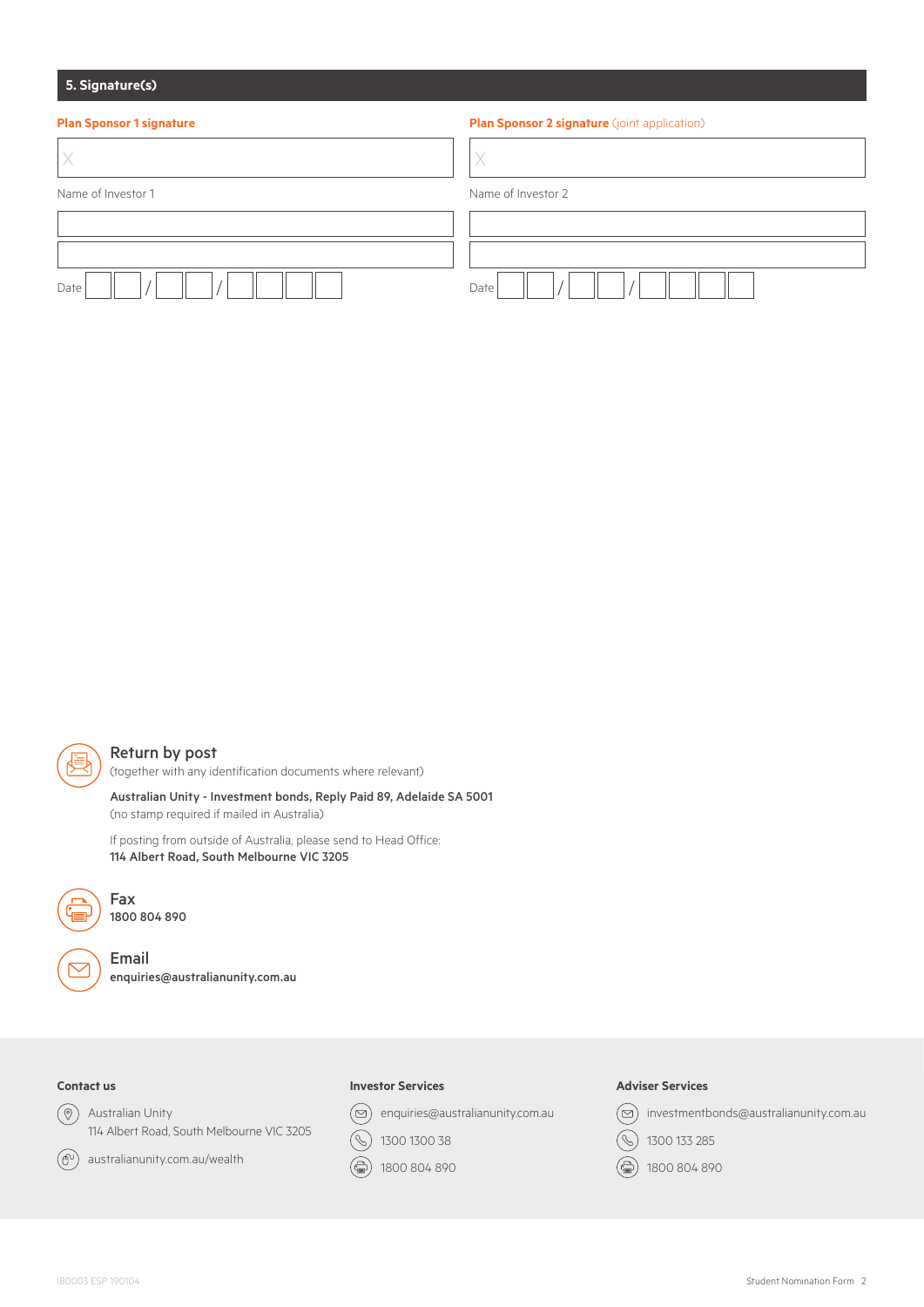## 5. Signature(s)

**Plan Sponsor 1 signature**

X

Name of Investor 1

Date ☐☐ / ☐☐ / ☐☐☐☐

**Plan Sponsor 2 signature** (joint application)

X

Name of Investor 2

Date ☐☐ / ☐☐ / ☐☐☐☐

### Return by post

(together with any identification documents where relevant)

**Australian Unity - Investment bonds, Reply Paid 89, Adelaide SA 5001**
(no stamp required if mailed in Australia)

If posting from outside of Australia, please send to Head Office:
**114 Albert Road, South Melbourne VIC 3205**

### Fax

**1800 804 890**

### Email

**enquiries@australianunity.com.au**

**Contact us**

Australian Unity
114 Albert Road, South Melbourne VIC 3205

australianunity.com.au/wealth

**Investor Services**

enquiries@australianunity.com.au

1300 1300 38

1800 804 890

**Adviser Services**

investmentbonds@australianunity.com.au

1300 133 285

1800 804 890

IB0003 ESP 190104